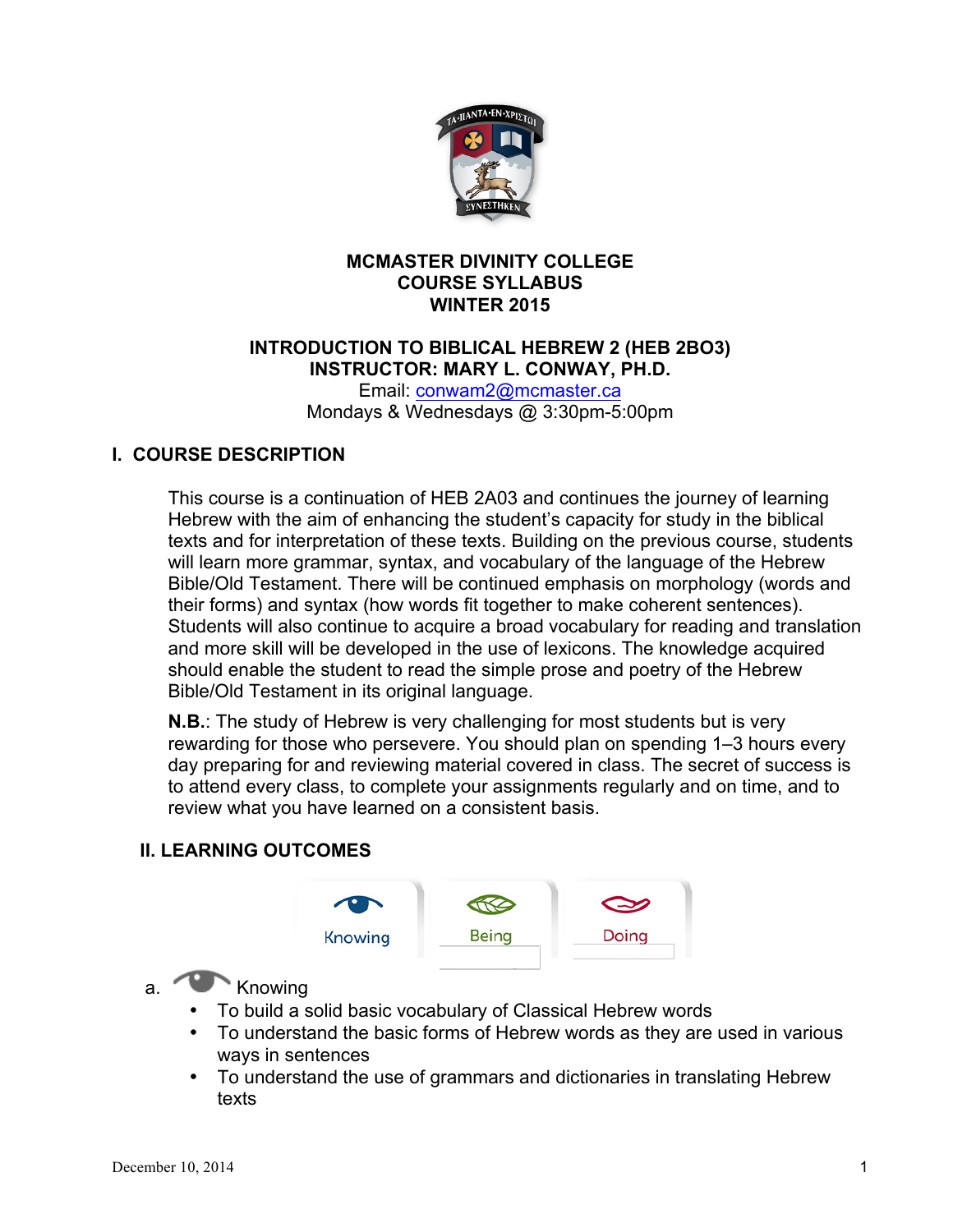# MCMASTER DIVINITY COLLEGE
# COURSE SYLLABUS
# WINTER 2015

## INTRODUCTION TO BIBLICAL HEBREW 2 (HEB 2BO3)
## INSTRUCTOR: MARY L. CONWAY, PH.D.

Email: conwam2@mcmaster.ca
Mondays & Wednesdays @ 3:30pm-5:00pm

## I. COURSE DESCRIPTION

This course is a continuation of HEB 2A03 and continues the journey of learning Hebrew with the aim of enhancing the student's capacity for study in the biblical texts and for interpretation of these texts. Building on the previous course, students will learn more grammar, syntax, and vocabulary of the language of the Hebrew Bible/Old Testament. There will be continued emphasis on morphology (words and their forms) and syntax (how words fit together to make coherent sentences). Students will also continue to acquire a broad vocabulary for reading and translation and more skill will be developed in the use of lexicons. The knowledge acquired should enable the student to read the simple prose and poetry of the Hebrew Bible/Old Testament in its original language.

**N.B.**: The study of Hebrew is very challenging for most students but is very rewarding for those who persevere. You should plan on spending 1–3 hours every day preparing for and reviewing material covered in class. The secret of success is to attend every class, to complete your assignments regularly and on time, and to review what you have learned on a consistent basis.

## II. LEARNING OUTCOMES

Knowing | Being | Doing

a. Knowing

- To build a solid basic vocabulary of Classical Hebrew words
- To understand the basic forms of Hebrew words as they are used in various ways in sentences
- To understand the use of grammars and dictionaries in translating Hebrew texts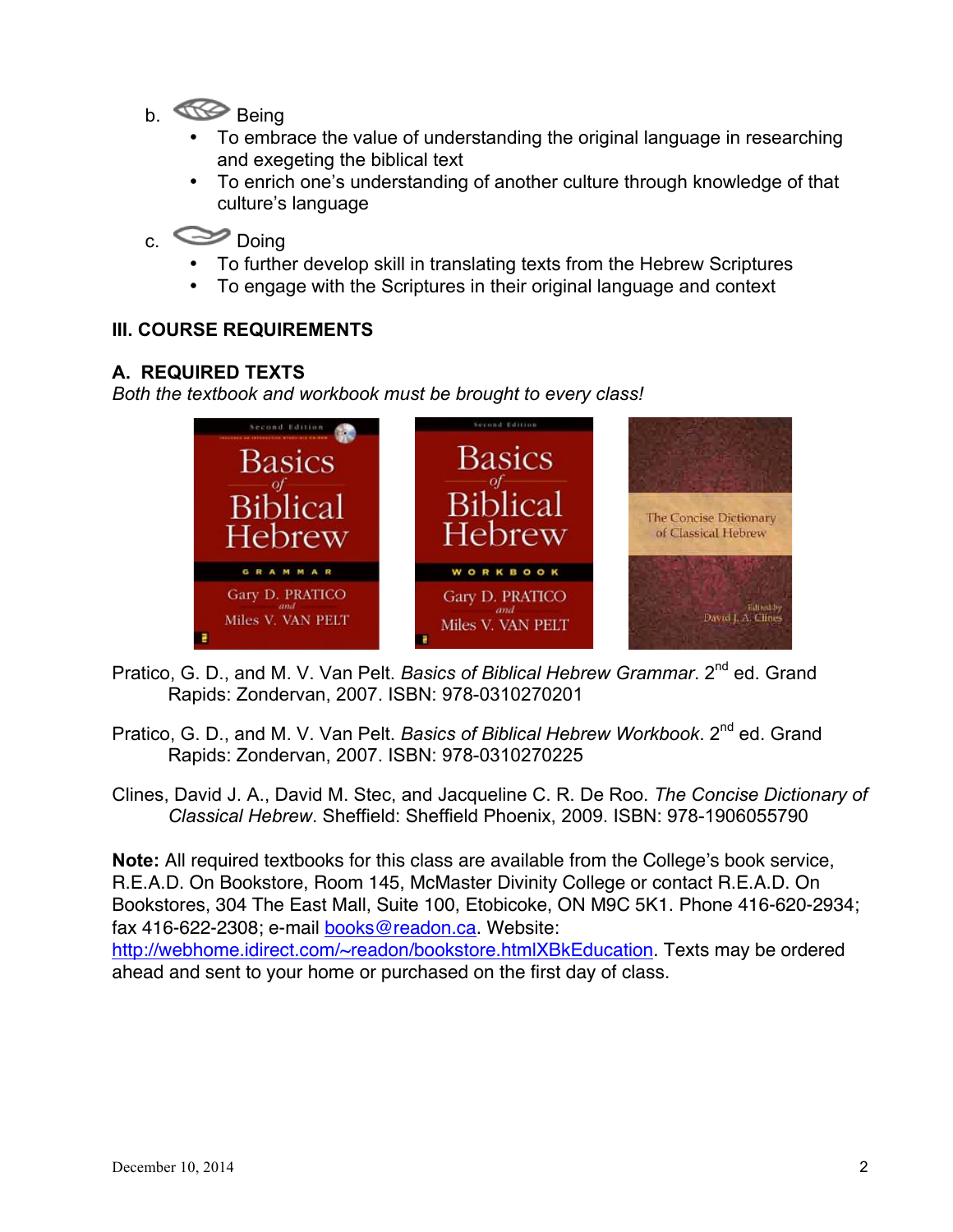b. Being

- To embrace the value of understanding the original language in researching and exegeting the biblical text
- To enrich one's understanding of another culture through knowledge of that culture's language

c. Doing

- To further develop skill in translating texts from the Hebrew Scriptures
- To engage with the Scriptures in their original language and context

## III. COURSE REQUIREMENTS

### A. REQUIRED TEXTS

*Both the textbook and workbook must be brought to every class!*

Pratico, G. D., and M. V. Van Pelt. *Basics of Biblical Hebrew Grammar*. 2nd ed. Grand Rapids: Zondervan, 2007. ISBN: 978-0310270201

Pratico, G. D., and M. V. Van Pelt. *Basics of Biblical Hebrew Workbook*. 2nd ed. Grand Rapids: Zondervan, 2007. ISBN: 978-0310270225

Clines, David J. A., David M. Stec, and Jacqueline C. R. De Roo. *The Concise Dictionary of Classical Hebrew*. Sheffield: Sheffield Phoenix, 2009. ISBN: 978-1906055790

**Note:** All required textbooks for this class are available from the College's book service, R.E.A.D. On Bookstore, Room 145, McMaster Divinity College or contact R.E.A.D. On Bookstores, 304 The East Mall, Suite 100, Etobicoke, ON M9C 5K1. Phone 416-620-2934; fax 416-622-2308; e-mail books@readon.ca. Website: http://webhome.idirect.com/~readon/bookstore.htmlXBkEducation. Texts may be ordered ahead and sent to your home or purchased on the first day of class.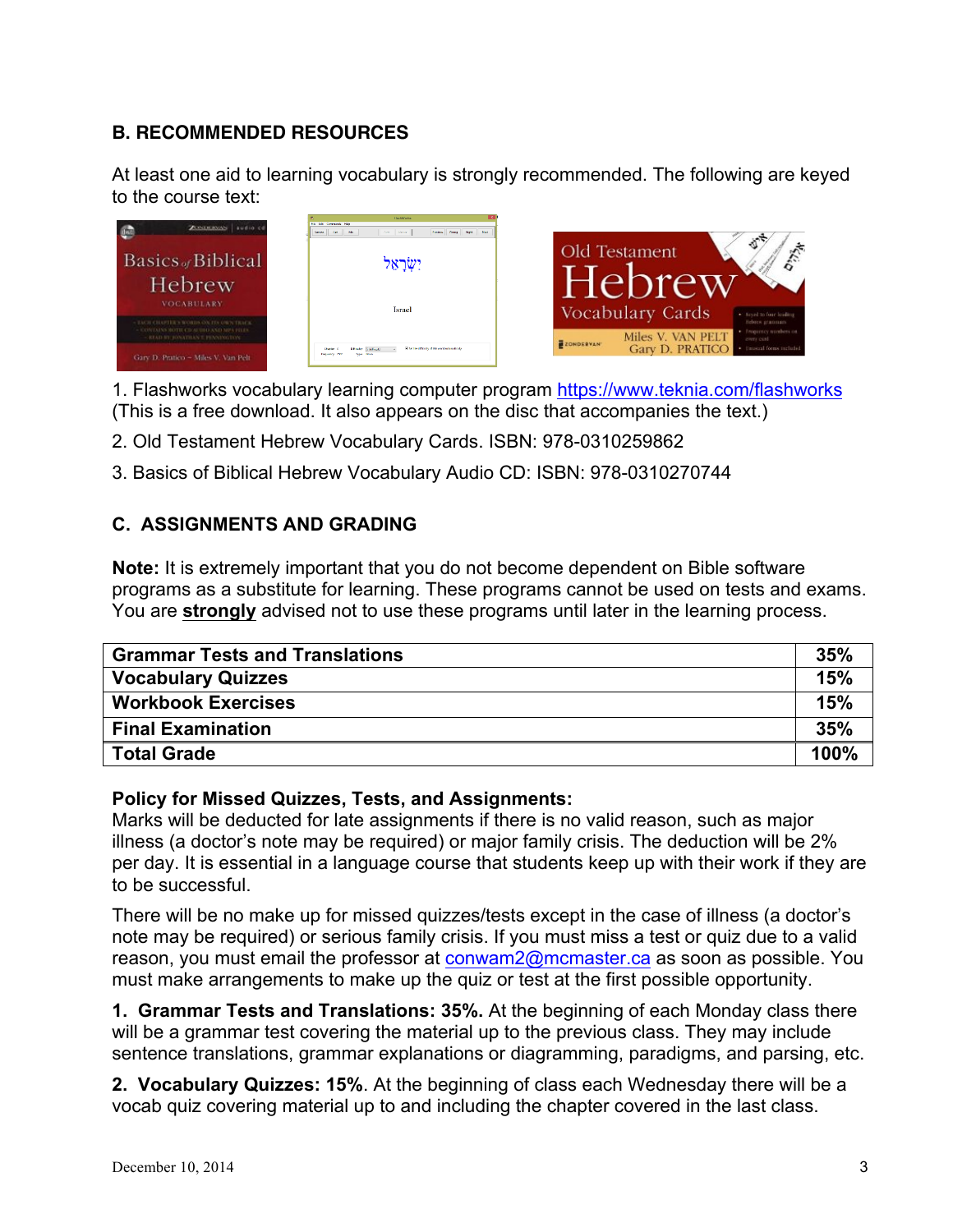## B. RECOMMENDED RESOURCES

At least one aid to learning vocabulary is strongly recommended. The following are keyed to the course text:

1. Flashworks vocabulary learning computer program https://www.teknia.com/flashworks (This is a free download. It also appears on the disc that accompanies the text.)

2. Old Testament Hebrew Vocabulary Cards. ISBN: 978-0310259862

3. Basics of Biblical Hebrew Vocabulary Audio CD: ISBN: 978-0310270744

## C. ASSIGNMENTS AND GRADING

**Note:** It is extremely important that you do not become dependent on Bible software programs as a substitute for learning. These programs cannot be used on tests and exams. You are **strongly** advised not to use these programs until later in the learning process.

| **Grammar Tests and Translations** | **35%** |
|---|---|
| **Vocabulary Quizzes** | **15%** |
| **Workbook Exercises** | **15%** |
| **Final Examination** | **35%** |
| **Total Grade** | **100%** |

**Policy for Missed Quizzes, Tests, and Assignments:**
Marks will be deducted for late assignments if there is no valid reason, such as major illness (a doctor's note may be required) or major family crisis. The deduction will be 2% per day. It is essential in a language course that students keep up with their work if they are to be successful.

There will be no make up for missed quizzes/tests except in the case of illness (a doctor's note may be required) or serious family crisis. If you must miss a test or quiz due to a valid reason, you must email the professor at conwam2@mcmaster.ca as soon as possible. You must make arrangements to make up the quiz or test at the first possible opportunity.

**1. Grammar Tests and Translations: 35%.** At the beginning of each Monday class there will be a grammar test covering the material up to the previous class. They may include sentence translations, grammar explanations or diagramming, paradigms, and parsing, etc.

**2. Vocabulary Quizzes: 15%**. At the beginning of class each Wednesday there will be a vocab quiz covering material up to and including the chapter covered in the last class.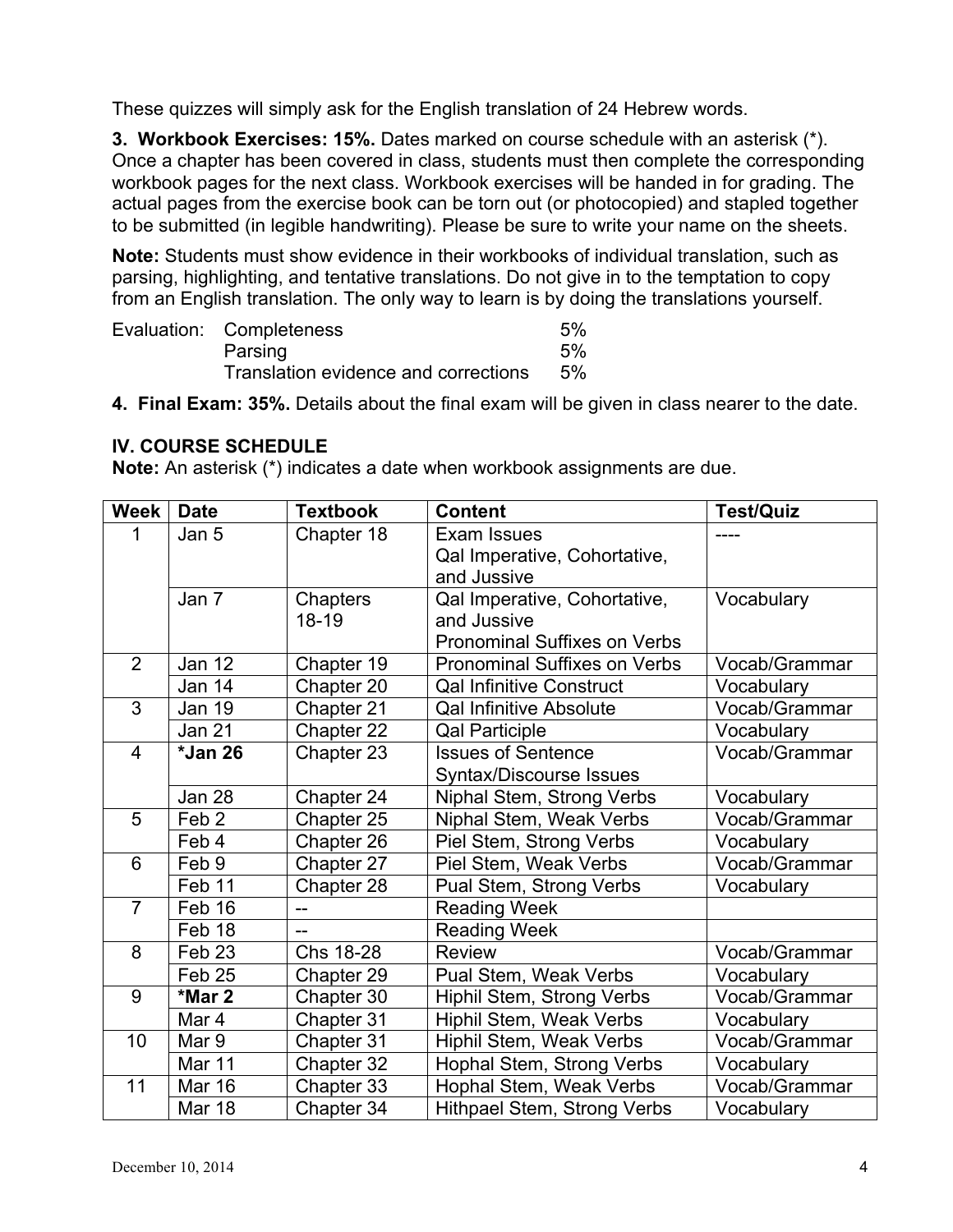These quizzes will simply ask for the English translation of 24 Hebrew words.

**3. Workbook Exercises: 15%.** Dates marked on course schedule with an asterisk (*). Once a chapter has been covered in class, students must then complete the corresponding workbook pages for the next class. Workbook exercises will be handed in for grading. The actual pages from the exercise book can be torn out (or photocopied) and stapled together to be submitted (in legible handwriting). Please be sure to write your name on the sheets.

**Note:** Students must show evidence in their workbooks of individual translation, such as parsing, highlighting, and tentative translations. Do not give in to the temptation to copy from an English translation. The only way to learn is by doing the translations yourself.

| Evaluation: | Completeness | 5% |
|---|---|---|
| | Parsing | 5% |
| | Translation evidence and corrections | 5% |

**4. Final Exam: 35%.** Details about the final exam will be given in class nearer to the date.

### IV. COURSE SCHEDULE

**Note:** An asterisk (*) indicates a date when workbook assignments are due.

| Week | Date | Textbook | Content | Test/Quiz |
|---|---|---|---|---|
| 1 | Jan 5 | Chapter 18 | Exam Issues<br>Qal Imperative, Cohortative, and Jussive | ---- |
| | Jan 7 | Chapters 18-19 | Qal Imperative, Cohortative, and Jussive<br>Pronominal Suffixes on Verbs | Vocabulary |
| 2 | Jan 12 | Chapter 19 | Pronominal Suffixes on Verbs | Vocab/Grammar |
| | Jan 14 | Chapter 20 | Qal Infinitive Construct | Vocabulary |
| 3 | Jan 19 | Chapter 21 | Qal Infinitive Absolute | Vocab/Grammar |
| | Jan 21 | Chapter 22 | Qal Participle | Vocabulary |
| 4 | **\*Jan 26** | Chapter 23 | Issues of Sentence Syntax/Discourse Issues | Vocab/Grammar |
| | Jan 28 | Chapter 24 | Niphal Stem, Strong Verbs | Vocabulary |
| 5 | Feb 2 | Chapter 25 | Niphal Stem, Weak Verbs | Vocab/Grammar |
| | Feb 4 | Chapter 26 | Piel Stem, Strong Verbs | Vocabulary |
| 6 | Feb 9 | Chapter 27 | Piel Stem, Weak Verbs | Vocab/Grammar |
| | Feb 11 | Chapter 28 | Pual Stem, Strong Verbs | Vocabulary |
| 7 | Feb 16 | -- | Reading Week | |
| | Feb 18 | -- | Reading Week | |
| 8 | Feb 23 | Chs 18-28 | Review | Vocab/Grammar |
| | Feb 25 | Chapter 29 | Pual Stem, Weak Verbs | Vocabulary |
| 9 | **\*Mar 2** | Chapter 30 | Hiphil Stem, Strong Verbs | Vocab/Grammar |
| | Mar 4 | Chapter 31 | Hiphil Stem, Weak Verbs | Vocabulary |
| 10 | Mar 9 | Chapter 31 | Hiphil Stem, Weak Verbs | Vocab/Grammar |
| | Mar 11 | Chapter 32 | Hophal Stem, Strong Verbs | Vocabulary |
| 11 | Mar 16 | Chapter 33 | Hophal Stem, Weak Verbs | Vocab/Grammar |
| | Mar 18 | Chapter 34 | Hithpael Stem, Strong Verbs | Vocabulary |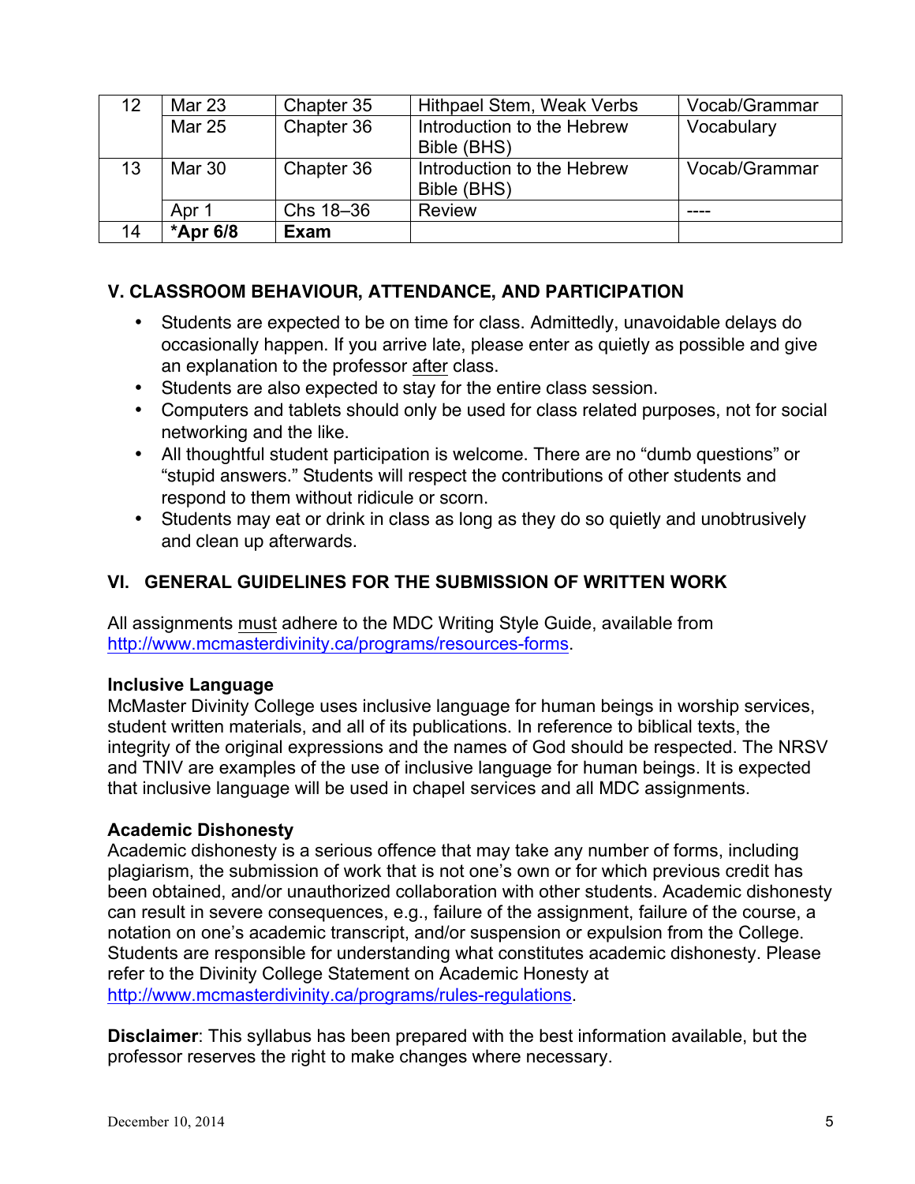| | | | | |
|---|---|---|---|---|
| 12 | Mar 23 | Chapter 35 | Hithpael Stem, Weak Verbs | Vocab/Grammar |
| | Mar 25 | Chapter 36 | Introduction to the Hebrew Bible (BHS) | Vocabulary |
| 13 | Mar 30 | Chapter 36 | Introduction to the Hebrew Bible (BHS) | Vocab/Grammar |
| | Apr 1 | Chs 18–36 | Review | ---- |
| 14 | ***Apr 6/8** | **Exam** | | |

## V. CLASSROOM BEHAVIOUR, ATTENDANCE, AND PARTICIPATION

- Students are expected to be on time for class. Admittedly, unavoidable delays do occasionally happen. If you arrive late, please enter as quietly as possible and give an explanation to the professor <u>after</u> class.
- Students are also expected to stay for the entire class session.
- Computers and tablets should only be used for class related purposes, not for social networking and the like.
- All thoughtful student participation is welcome. There are no "dumb questions" or "stupid answers." Students will respect the contributions of other students and respond to them without ridicule or scorn.
- Students may eat or drink in class as long as they do so quietly and unobtrusively and clean up afterwards.

## VI. GENERAL GUIDELINES FOR THE SUBMISSION OF WRITTEN WORK

All assignments <u>must</u> adhere to the MDC Writing Style Guide, available from http://www.mcmasterdivinity.ca/programs/resources-forms.

**Inclusive Language**
McMaster Divinity College uses inclusive language for human beings in worship services, student written materials, and all of its publications. In reference to biblical texts, the integrity of the original expressions and the names of God should be respected. The NRSV and TNIV are examples of the use of inclusive language for human beings. It is expected that inclusive language will be used in chapel services and all MDC assignments.

**Academic Dishonesty**
Academic dishonesty is a serious offence that may take any number of forms, including plagiarism, the submission of work that is not one's own or for which previous credit has been obtained, and/or unauthorized collaboration with other students. Academic dishonesty can result in severe consequences, e.g., failure of the assignment, failure of the course, a notation on one's academic transcript, and/or suspension or expulsion from the College. Students are responsible for understanding what constitutes academic dishonesty. Please refer to the Divinity College Statement on Academic Honesty at http://www.mcmasterdivinity.ca/programs/rules-regulations.

**Disclaimer**: This syllabus has been prepared with the best information available, but the professor reserves the right to make changes where necessary.